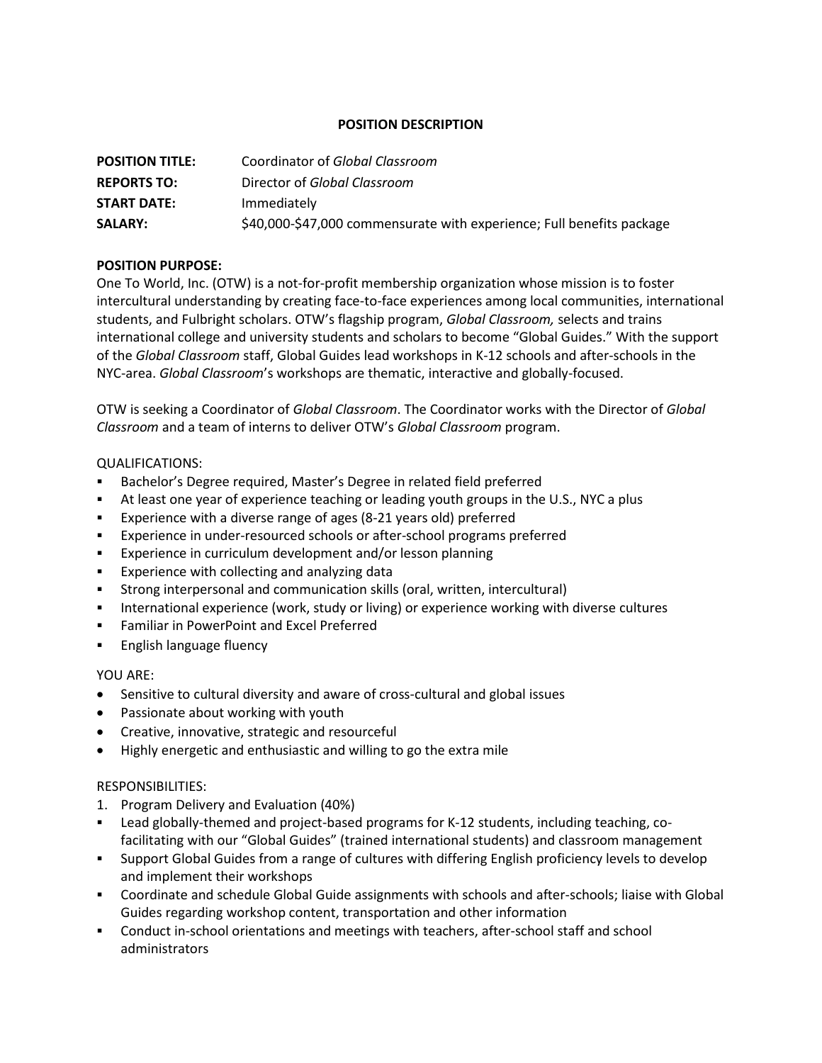# POSITION DESCRIPTION

**POSITION TITLE:** Coordinator of *Global Classroom*
**REPORTS TO:** Director of *Global Classroom*
**START DATE:** Immediately
**SALARY:** $40,000-$47,000 commensurate with experience; Full benefits package

**POSITION PURPOSE:**
One To World, Inc. (OTW) is a not-for-profit membership organization whose mission is to foster intercultural understanding by creating face-to-face experiences among local communities, international students, and Fulbright scholars. OTW's flagship program, *Global Classroom,* selects and trains international college and university students and scholars to become "Global Guides." With the support of the *Global Classroom* staff, Global Guides lead workshops in K-12 schools and after-schools in the NYC-area. *Global Classroom*'s workshops are thematic, interactive and globally-focused.

OTW is seeking a Coordinator of *Global Classroom*. The Coordinator works with the Director of *Global Classroom* and a team of interns to deliver OTW's *Global Classroom* program.

QUALIFICATIONS:

- Bachelor's Degree required, Master's Degree in related field preferred
- At least one year of experience teaching or leading youth groups in the U.S., NYC a plus
- Experience with a diverse range of ages (8-21 years old) preferred
- Experience in under-resourced schools or after-school programs preferred
- Experience in curriculum development and/or lesson planning
- Experience with collecting and analyzing data
- Strong interpersonal and communication skills (oral, written, intercultural)
- International experience (work, study or living) or experience working with diverse cultures
- Familiar in PowerPoint and Excel Preferred
- English language fluency

YOU ARE:

- Sensitive to cultural diversity and aware of cross-cultural and global issues
- Passionate about working with youth
- Creative, innovative, strategic and resourceful
- Highly energetic and enthusiastic and willing to go the extra mile

RESPONSIBILITIES:

1. Program Delivery and Evaluation (40%)

- Lead globally-themed and project-based programs for K-12 students, including teaching, co-facilitating with our "Global Guides" (trained international students) and classroom management
- Support Global Guides from a range of cultures with differing English proficiency levels to develop and implement their workshops
- Coordinate and schedule Global Guide assignments with schools and after-schools; liaise with Global Guides regarding workshop content, transportation and other information
- Conduct in-school orientations and meetings with teachers, after-school staff and school administrators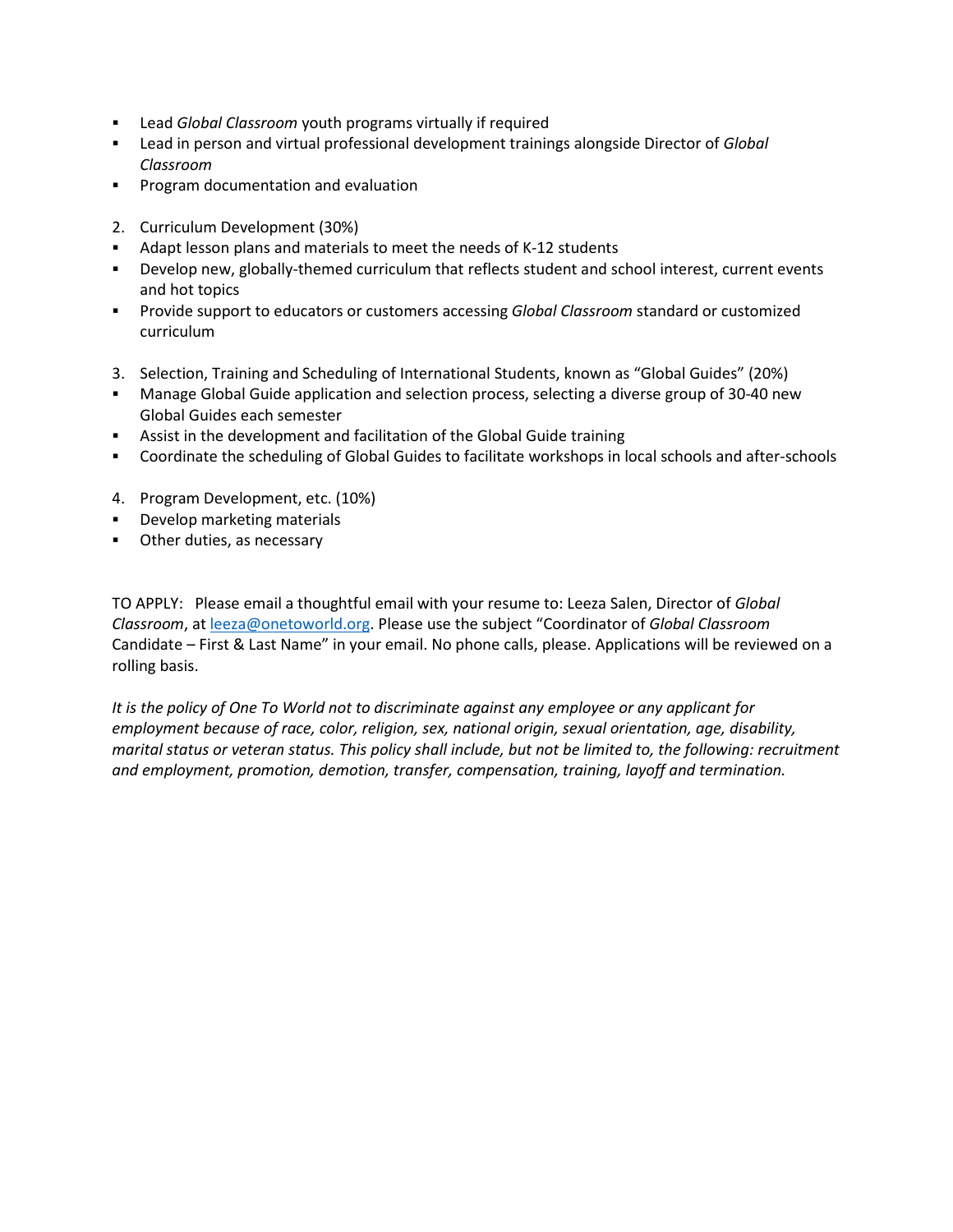- Lead *Global Classroom* youth programs virtually if required
- Lead in person and virtual professional development trainings alongside Director of *Global Classroom*
- Program documentation and evaluation

2. Curriculum Development (30%)

- Adapt lesson plans and materials to meet the needs of K-12 students
- Develop new, globally-themed curriculum that reflects student and school interest, current events and hot topics
- Provide support to educators or customers accessing *Global Classroom* standard or customized curriculum

3. Selection, Training and Scheduling of International Students, known as "Global Guides" (20%)

- Manage Global Guide application and selection process, selecting a diverse group of 30-40 new Global Guides each semester
- Assist in the development and facilitation of the Global Guide training
- Coordinate the scheduling of Global Guides to facilitate workshops in local schools and after-schools

4. Program Development, etc. (10%)

- Develop marketing materials
- Other duties, as necessary

TO APPLY: Please email a thoughtful email with your resume to: Leeza Salen, Director of *Global Classroom*, at [leeza@onetoworld.org](mailto:leeza@onetoworld.org). Please use the subject "Coordinator of *Global Classroom* Candidate – First & Last Name" in your email. No phone calls, please. Applications will be reviewed on a rolling basis.

*It is the policy of One To World not to discriminate against any employee or any applicant for employment because of race, color, religion, sex, national origin, sexual orientation, age, disability, marital status or veteran status. This policy shall include, but not be limited to, the following: recruitment and employment, promotion, demotion, transfer, compensation, training, layoff and termination.*